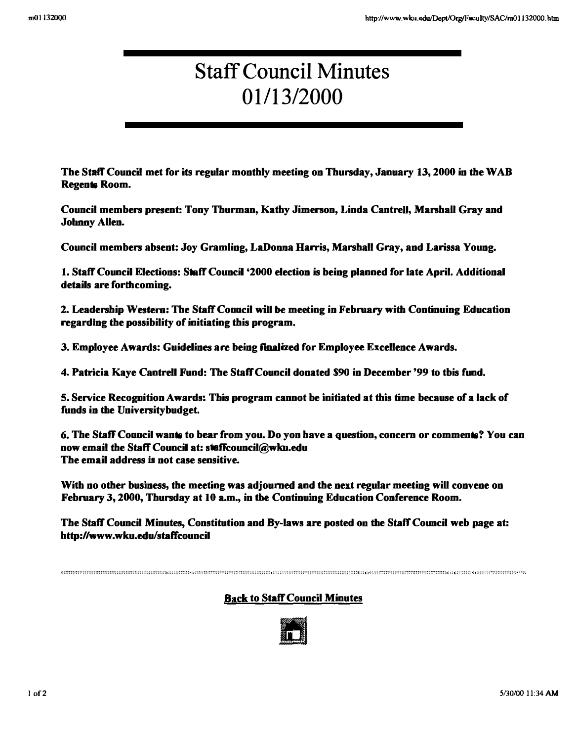# Staff Council Minutes
# 01/13/2000

**The Staff Council met for its regular monthly meeting on Thursday, January 13, 2000 in the WAB Regents Room.**

**Council members present: Tony Thurman, Kathy Jimerson, Linda Cantrell, Marshall Gray and Johnny Allen.**

**Council members absent: Joy Gramling, LaDonna Harris, Marshall Gray, and Larissa Young.**

**1. Staff Council Elections: Staff Council '2000 election is being planned for late April. Additional details are forthcoming.**

**2. Leadership Western: The Staff Council will be meeting in February with Continuing Education regarding the possibility of initiating this program.**

**3. Employee Awards: Guidelines are being finalized for Employee Excellence Awards.**

**4. Patricia Kaye Cantrell Fund: The Staff Council donated $90 in December '99 to tbis fund.**

**5. Service Recognition Awards: This program cannot be initiated at this time because of a lack of funds in the Universitybudget.**

**6. The Staff Council wants to bear from you. Do yon have a question, concern or comments? You can now email the Staff Council at: staffcouncil@wku.edu**
**The email address is not case sensitive.**

**With no other business, the meeting was adjourned and the next regular meeting will convene on February 3, 2000, Thursday at 10 a.m., in the Continuing Education Conference Room.**

**The Staff Council Minutes, Constitution and By-laws are posted on the Staff Council web page at: http://www.wku.edu/staffcouncil**

**Back to Staff Council Minutes**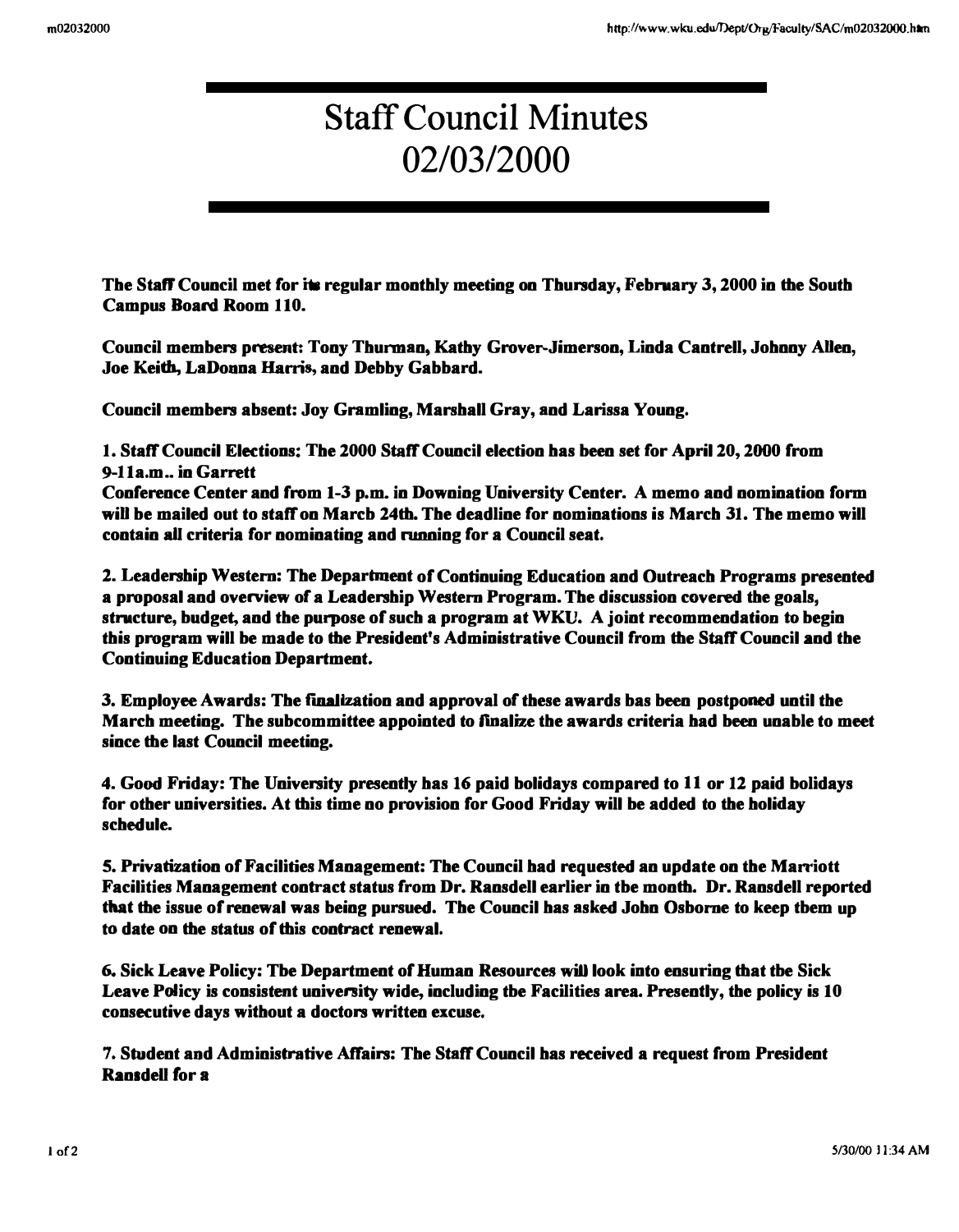# Staff Council Minutes 02/03/2000

**The Staff Council met for its regular monthly meeting on Thursday, February 3, 2000 in the South Campus Board Room 110.**

**Council members present: Tony Thurman, Kathy Grover-Jimerson, Linda Cantrell, Johnny Allen, Joe Keith, LaDonna Harris, and Debby Gabbard.**

**Council members absent: Joy Gramling, Marshall Gray, and Larissa Young.**

**1. Staff Council Elections: The 2000 Staff Council election has been set for April 20, 2000 from 9-11a.m.. in Garrett Conference Center and from 1-3 p.m. in Downing University Center. A memo and nomination form will be mailed out to staff on March 24th. The deadline for nominations is March 31. The memo will contain all criteria for nominating and running for a Council seat.**

**2. Leadership Western: The Department of Continuing Education and Outreach Programs presented a proposal and overview of a Leadership Western Program. The discussion covered the goals, structure, budget, and the purpose of such a program at WKU. A joint recommendation to begin this program will be made to the President's Administrative Council from the Staff Council and the Continuing Education Department.**

**3. Employee Awards: The finalization and approval of these awards has been postponed until the March meeting. The subcommittee appointed to finalize the awards criteria had been unable to meet since the last Council meeting.**

**4. Good Friday: The University presently has 16 paid holidays compared to 11 or 12 paid holidays for other universities. At this time no provision for Good Friday will be added to the holiday schedule.**

**5. Privatization of Facilities Management: The Council had requested an update on the Marriott Facilities Management contract status from Dr. Ransdell earlier in the month. Dr. Ransdell reported that the issue of renewal was being pursued. The Council has asked John Osborne to keep them up to date on the status of this contract renewal.**

**6. Sick Leave Policy: The Department of Human Resources will look into ensuring that the Sick Leave Policy is consistent university wide, including the Facilities area. Presently, the policy is 10 consecutive days without a doctors written excuse.**

**7. Student and Administrative Affairs: The Staff Council has received a request from President Ransdell for a**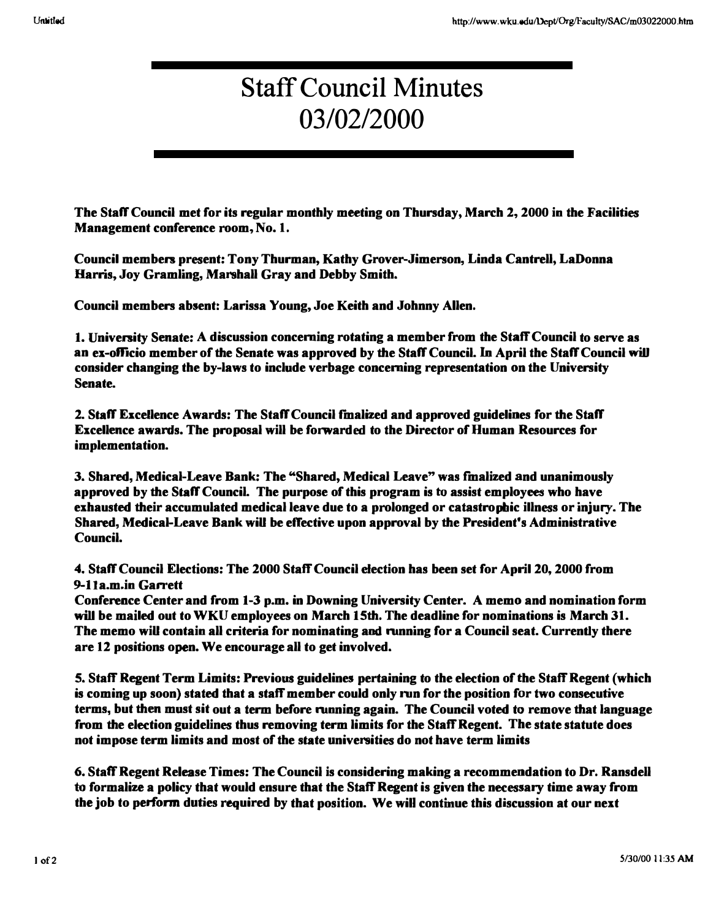# Staff Council Minutes 03/02/2000

**The Staff Council met for its regular monthly meeting on Thursday, March 2, 2000 in the Facilities Management conference room, No. 1.**

**Council members present: Tony Thurman, Kathy Grover-Jimerson, Linda Cantrell, LaDonna Harris, Joy Gramling, Marshall Gray and Debby Smith.**

**Council members absent: Larissa Young, Joe Keith and Johnny Allen.**

**1. University Senate: A discussion concerning rotating a member from the Staff Council to serve as an ex-officio member of the Senate was approved by the Staff Council. In April the Staff Council will consider changing the by-laws to include verbage concerning representation on the University Senate.**

**2. Staff Excellence Awards: The Staff Council finalized and approved guidelines for the Staff Excellence awards. The proposal will be forwarded to the Director of Human Resources for implementation.**

**3. Shared, Medical-Leave Bank: The "Shared, Medical Leave" was finalized and unanimously approved by the Staff Council. The purpose of this program is to assist employees who have exhausted their accumulated medical leave due to a prolonged or catastrophic illness or injury. The Shared, Medical-Leave Bank will be effective upon approval by the President's Administrative Council.**

**4. Staff Council Elections: The 2000 Staff Council election has been set for April 20, 2000 from 9-11a.m.in Garrett Conference Center and from 1-3 p.m. in Downing University Center. A memo and nomination form will be mailed out to WKU employees on March 15th. The deadline for nominations is March 31. The memo will contain all criteria for nominating and running for a Council seat. Currently there are 12 positions open. We encourage all to get involved.**

**5. Staff Regent Term Limits: Previous guidelines pertaining to the election of the Staff Regent (which is coming up soon) stated that a staff member could only run for the position for two consecutive terms, but then must sit out a term before running again. The Council voted to remove that language from the election guidelines thus removing term limits for the Staff Regent. The state statute does not impose term limits and most of the state universities do not have term limits**

**6. Staff Regent Release Times: The Council is considering making a recommendation to Dr. Ransdell to formalize a policy that would ensure that the Staff Regent is given the necessary time away from the job to perform duties required by that position. We will continue this discussion at our next**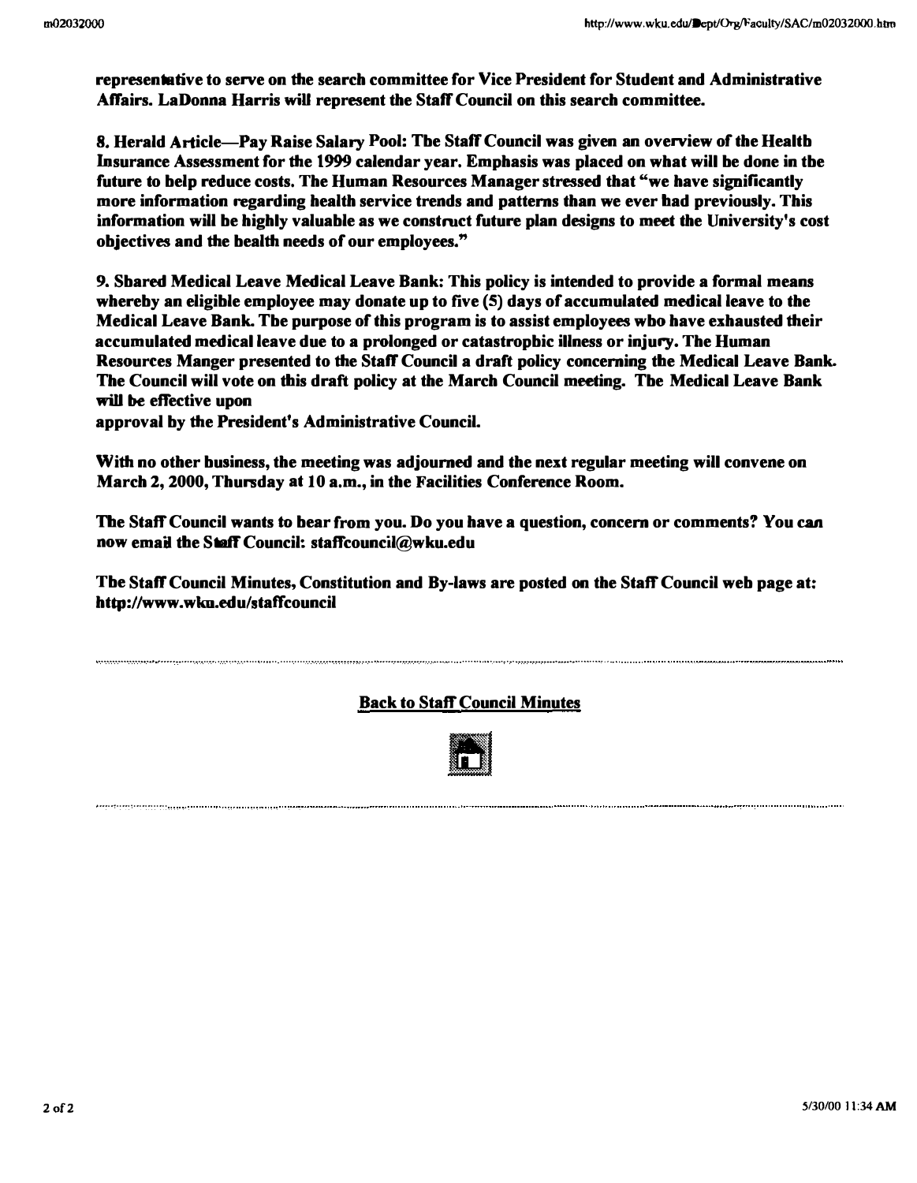**representative to serve on the search committee for Vice President for Student and Administrative Affairs. LaDonna Harris will represent the Staff Council on this search committee.**

**8. Herald Article—Pay Raise Salary Pool: The Staff Council was given an overview of the Health Insurance Assessment for the 1999 calendar year. Emphasis was placed on what will be done in the future to help reduce costs. The Human Resources Manager stressed that "we have significantly more information regarding health service trends and patterns than we ever had previously. This information will be highly valuable as we construct future plan designs to meet the University's cost objectives and the health needs of our employees."**

**9. Shared Medical Leave Medical Leave Bank: This policy is intended to provide a formal means whereby an eligible employee may donate up to five (5) days of accumulated medical leave to the Medical Leave Bank. The purpose of this program is to assist employees who have exhausted their accumulated medical leave due to a prolonged or catastrophic illness or injury. The Human Resources Manger presented to the Staff Council a draft policy concerning the Medical Leave Bank. The Council will vote on this draft policy at the March Council meeting. The Medical Leave Bank will be effective upon approval by the President's Administrative Council.**

**With no other business, the meeting was adjourned and the next regular meeting will convene on March 2, 2000, Thursday at 10 a.m., in the Facilities Conference Room.**

**The Staff Council wants to hear from you. Do you have a question, concern or comments? You can now email the Staff Council: staffcouncil@wku.edu**

**The Staff Council Minutes, Constitution and By-laws are posted on the Staff Council web page at: http://www.wku.edu/staffcouncil**

---

**Back to Staff Council Minutes**

---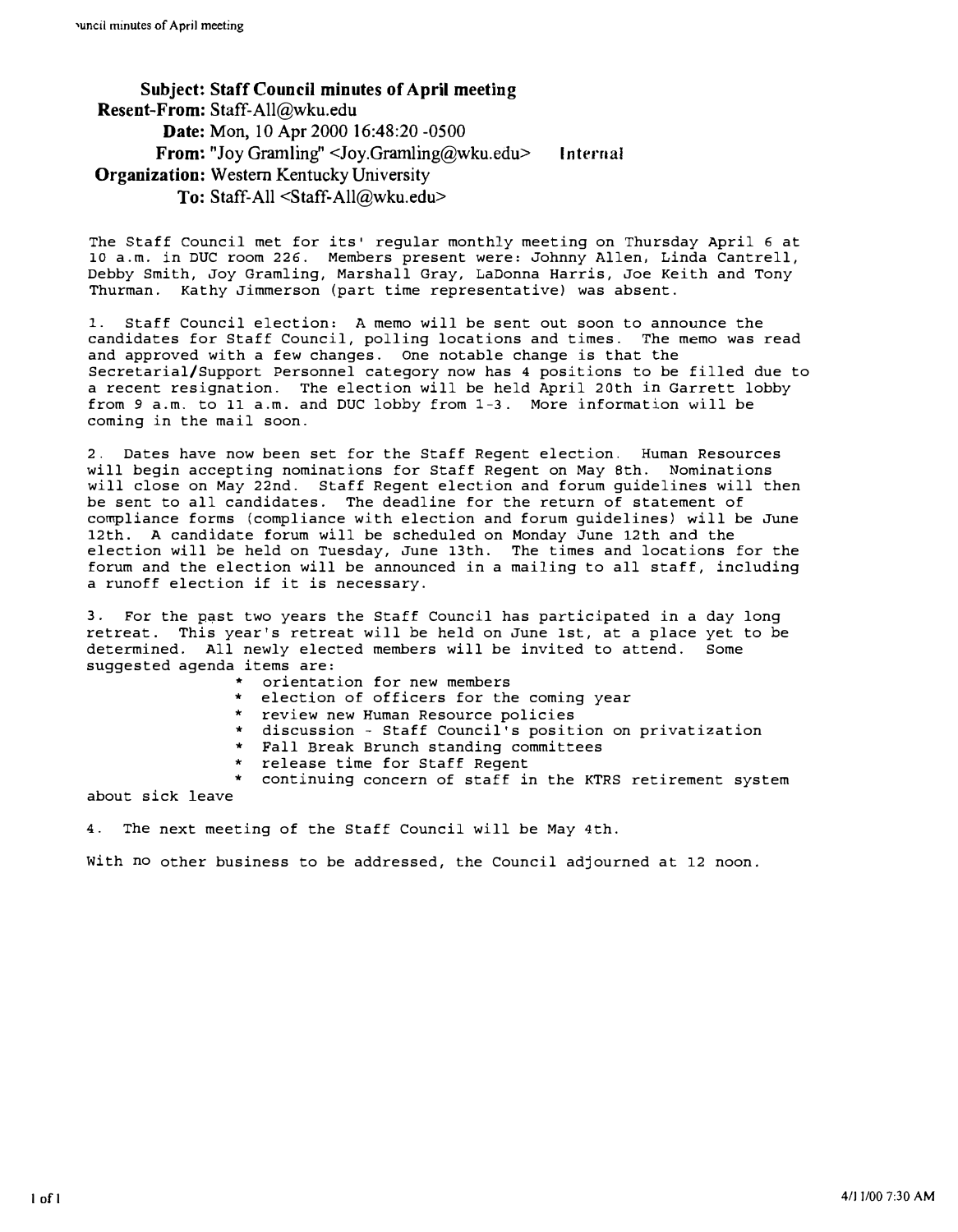**Subject:** Staff Council minutes of April meeting
**Resent-From:** Staff-All@wku.edu
**Date:** Mon, 10 Apr 2000 16:48:20 -0500
**From:** "Joy Gramling" <Joy.Gramling@wku.edu> Internal
**Organization:** Western Kentucky University
**To:** Staff-All <Staff-All@wku.edu>

The Staff Council met for its' regular monthly meeting on Thursday April 6 at 10 a.m. in DUC room 226. Members present were: Johnny Allen, Linda Cantrell, Debby Smith, Joy Gramling, Marshall Gray, LaDonna Harris, Joe Keith and Tony Thurman. Kathy Jimmerson (part time representative) was absent.

1. Staff Council election: A memo will be sent out soon to announce the candidates for Staff Council, polling locations and times. The memo was read and approved with a few changes. One notable change is that the Secretarial/Support Personnel category now has 4 positions to be filled due to a recent resignation. The election will be held April 20th in Garrett lobby from 9 a.m. to 11 a.m. and DUC lobby from 1-3. More information will be coming in the mail soon.

2. Dates have now been set for the Staff Regent election. Human Resources will begin accepting nominations for Staff Regent on May 8th. Nominations will close on May 22nd. Staff Regent election and forum guidelines will then be sent to all candidates. The deadline for the return of statement of compliance forms (compliance with election and forum guidelines) will be June 12th. A candidate forum will be scheduled on Monday June 12th and the election will be held on Tuesday, June 13th. The times and locations for the forum and the election will be announced in a mailing to all staff, including a runoff election if it is necessary.

3. For the past two years the Staff Council has participated in a day long retreat. This year's retreat will be held on June 1st, at a place yet to be determined. All newly elected members will be invited to attend. Some suggested agenda items are:

* orientation for new members
* election of officers for the coming year
* review new Human Resource policies
* discussion - Staff Council's position on privatization
* Fall Break Brunch standing committees
* release time for Staff Regent
* continuing concern of staff in the KTRS retirement system about sick leave

4. The next meeting of the Staff Council will be May 4th.

With no other business to be addressed, the Council adjourned at 12 noon.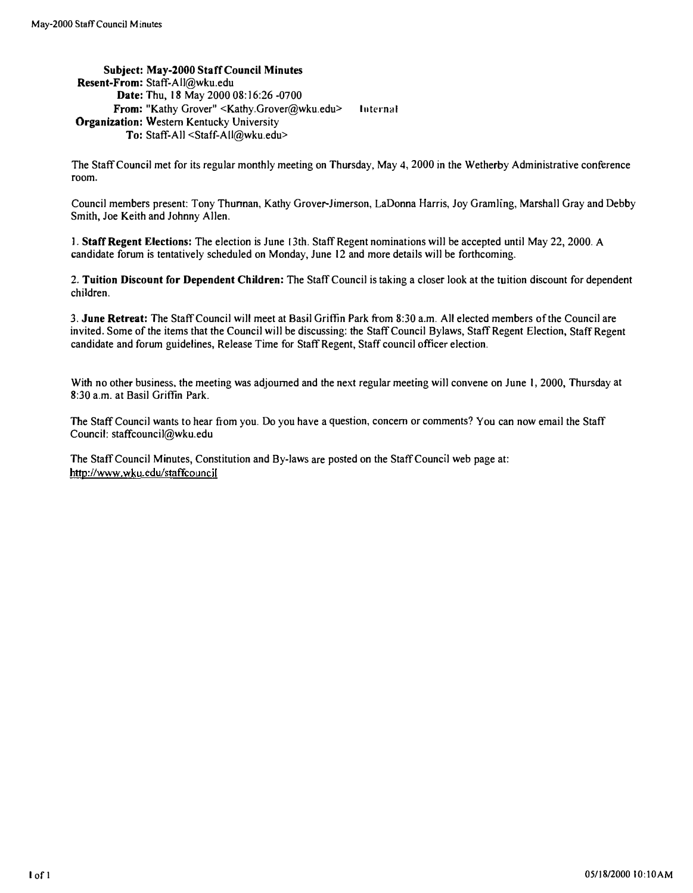**Subject:** May-2000 Staff Council Minutes
**Resent-From:** Staff-All@wku.edu
**Date:** Thu, 18 May 2000 08:16:26 -0700
**From:** "Kathy Grover" <Kathy.Grover@wku.edu> Internal
**Organization:** Western Kentucky University
**To:** Staff-All <Staff-All@wku.edu>

The Staff Council met for its regular monthly meeting on Thursday, May 4, 2000 in the Wetherby Administrative conference room.

Council members present: Tony Thurman, Kathy Grover-Jimerson, LaDonna Harris, Joy Gramling, Marshall Gray and Debby Smith, Joe Keith and Johnny Allen.

1. **Staff Regent Elections:** The election is June 13th. Staff Regent nominations will be accepted until May 22, 2000. A candidate forum is tentatively scheduled on Monday, June 12 and more details will be forthcoming.

2. **Tuition Discount for Dependent Children:** The Staff Council is taking a closer look at the tuition discount for dependent children.

3. **June Retreat:** The Staff Council will meet at Basil Griffin Park from 8:30 a.m. All elected members of the Council are invited. Some of the items that the Council will be discussing: the Staff Council Bylaws, Staff Regent Election, Staff Regent candidate and forum guidelines, Release Time for Staff Regent, Staff council officer election.

With no other business, the meeting was adjourned and the next regular meeting will convene on June 1, 2000, Thursday at 8:30 a.m. at Basil Griffin Park.

The Staff Council wants to hear from you. Do you have a question, concern or comments? You can now email the Staff Council: staffcouncil@wku.edu

The Staff Council Minutes, Constitution and By-laws are posted on the Staff Council web page at: http://www.wku.edu/staffcouncil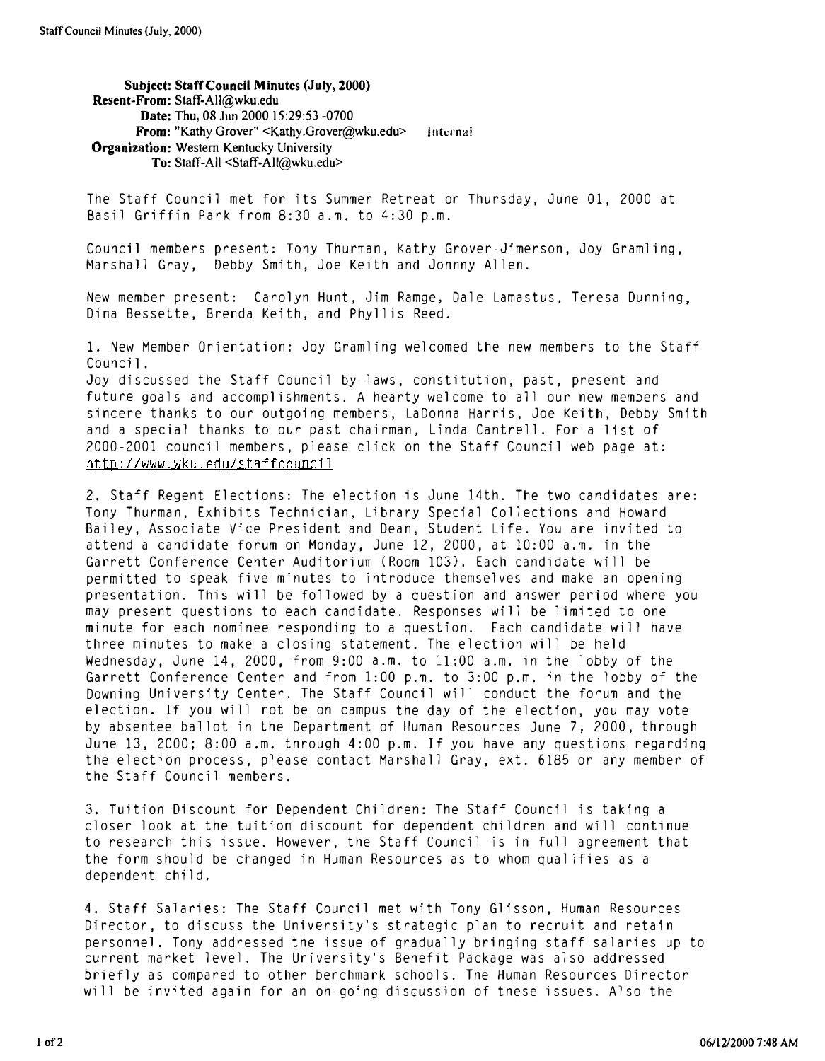**Subject:** **Staff Council Minutes (July, 2000)**
**Resent-From:** Staff-All@wku.edu
**Date:** Thu, 08 Jun 2000 15:29:53 -0700
**From:** "Kathy Grover" <Kathy.Grover@wku.edu> Internal
**Organization:** Western Kentucky University
**To:** Staff-All <Staff-All@wku.edu>

The Staff Council met for its Summer Retreat on Thursday, June 01, 2000 at Basil Griffin Park from 8:30 a.m. to 4:30 p.m.

Council members present: Tony Thurman, Kathy Grover-Jimerson, Joy Gramling, Marshall Gray, Debby Smith, Joe Keith and Johnny Allen.

New member present: Carolyn Hunt, Jim Ramge, Dale Lamastus, Teresa Dunning, Dina Bessette, Brenda Keith, and Phyllis Reed.

1. New Member Orientation: Joy Gramling welcomed the new members to the Staff Council.
Joy discussed the Staff Council by-laws, constitution, past, present and future goals and accomplishments. A hearty welcome to all our new members and sincere thanks to our outgoing members, LaDonna Harris, Joe Keith, Debby Smith and a special thanks to our past chairman, Linda Cantrell. For a list of 2000-2001 council members, please click on the Staff Council web page at: http://www.wku.edu/staffcouncil

2. Staff Regent Elections: The election is June 14th. The two candidates are: Tony Thurman, Exhibits Technician, Library Special Collections and Howard Bailey, Associate Vice President and Dean, Student Life. You are invited to attend a candidate forum on Monday, June 12, 2000, at 10:00 a.m. in the Garrett Conference Center Auditorium (Room 103). Each candidate will be permitted to speak five minutes to introduce themselves and make an opening presentation. This will be followed by a question and answer period where you may present questions to each candidate. Responses will be limited to one minute for each nominee responding to a question. Each candidate will have three minutes to make a closing statement. The election will be held Wednesday, June 14, 2000, from 9:00 a.m. to 11:00 a.m. in the lobby of the Garrett Conference Center and from 1:00 p.m. to 3:00 p.m. in the lobby of the Downing University Center. The Staff Council will conduct the forum and the election. If you will not be on campus the day of the election, you may vote by absentee ballot in the Department of Human Resources June 7, 2000, through June 13, 2000; 8:00 a.m. through 4:00 p.m. If you have any questions regarding the election process, please contact Marshall Gray, ext. 6185 or any member of the Staff Council members.

3. Tuition Discount for Dependent Children: The Staff Council is taking a closer look at the tuition discount for dependent children and will continue to research this issue. However, the Staff Council is in full agreement that the form should be changed in Human Resources as to whom qualifies as a dependent child.

4. Staff Salaries: The Staff Council met with Tony Glisson, Human Resources Director, to discuss the University's strategic plan to recruit and retain personnel. Tony addressed the issue of gradually bringing staff salaries up to current market level. The University's Benefit Package was also addressed briefly as compared to other benchmark schools. The Human Resources Director will be invited again for an on-going discussion of these issues. Also the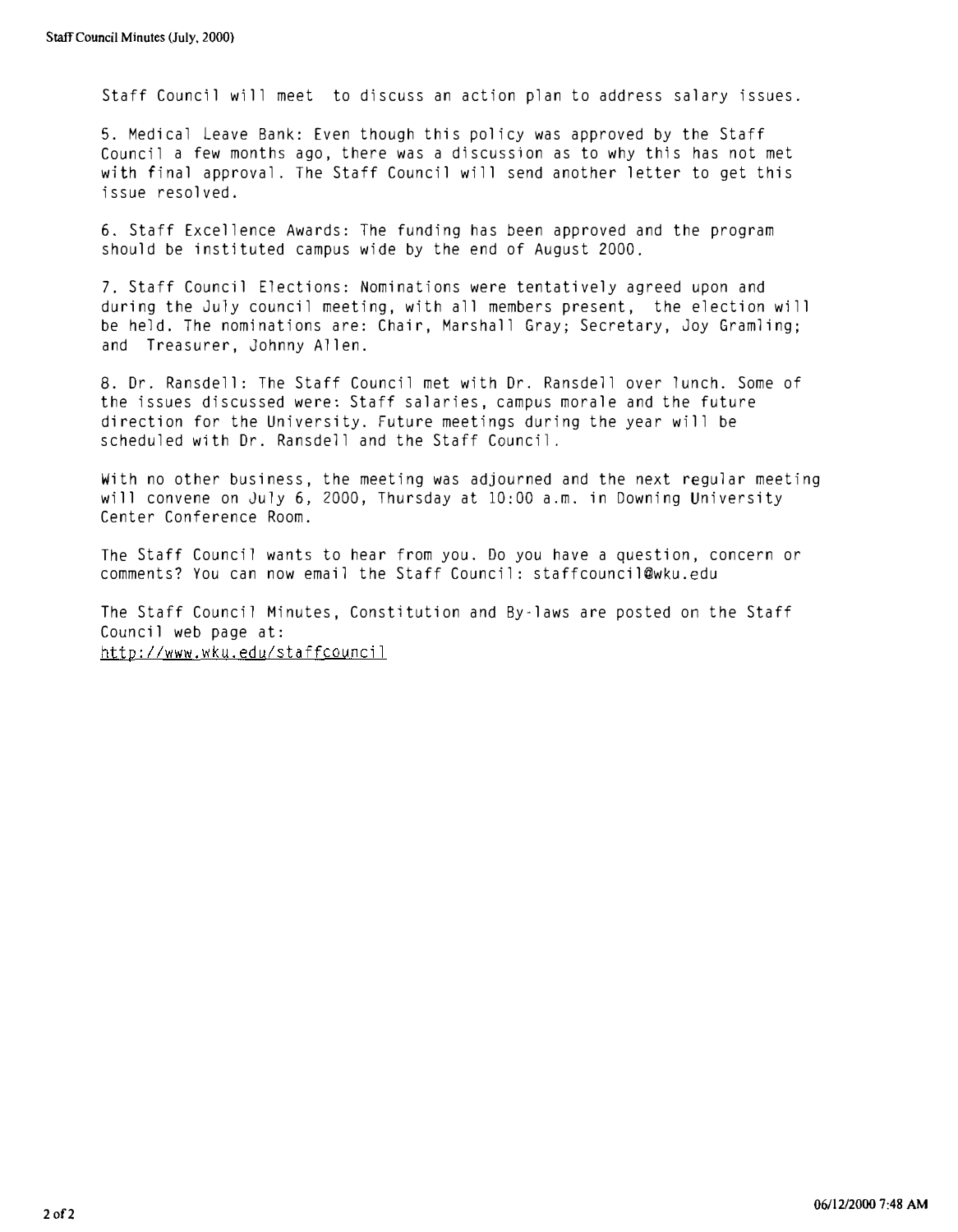Staff Council will meet to discuss an action plan to address salary issues.

5. Medical Leave Bank: Even though this policy was approved by the Staff Council a few months ago, there was a discussion as to why this has not met with final approval. The Staff Council will send another letter to get this issue resolved.

6. Staff Excellence Awards: The funding has been approved and the program should be instituted campus wide by the end of August 2000.

7. Staff Council Elections: Nominations were tentatively agreed upon and during the July council meeting, with all members present, the election will be held. The nominations are: Chair, Marshall Gray; Secretary, Joy Gramling; and Treasurer, Johnny Allen.

8. Dr. Ransdell: The Staff Council met with Dr. Ransdell over lunch. Some of the issues discussed were: Staff salaries, campus morale and the future direction for the University. Future meetings during the year will be scheduled with Dr. Ransdell and the Staff Council.

With no other business, the meeting was adjourned and the next regular meeting will convene on July 6, 2000, Thursday at 10:00 a.m. in Downing University Center Conference Room.

The Staff Council wants to hear from you. Do you have a question, concern or comments? You can now email the Staff Council: staffcouncil@wku.edu

The Staff Council Minutes, Constitution and By-laws are posted on the Staff Council web page at:
http://www.wku.edu/staffcouncil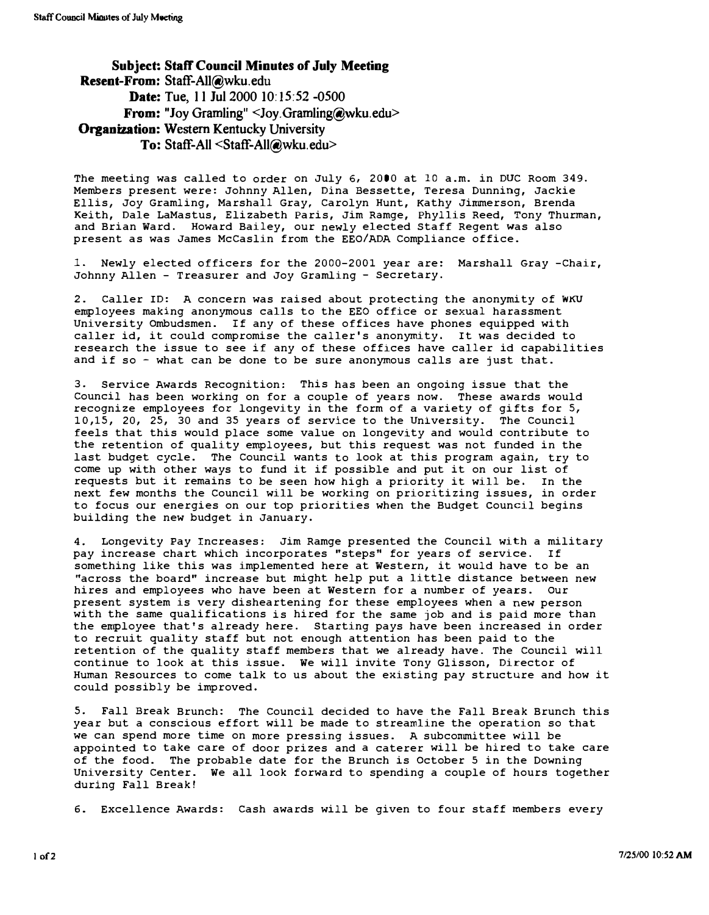**Subject:** Staff Council Minutes of July Meeting
**Resent-From:** Staff-All@wku.edu
**Date:** Tue, 11 Jul 2000 10:15:52 -0500
**From:** "Joy Gramling" <Joy.Gramling@wku.edu>
**Organization:** Western Kentucky University
**To:** Staff-All <Staff-All@wku.edu>

The meeting was called to order on July 6, 2000 at 10 a.m. in DUC Room 349. Members present were: Johnny Allen, Dina Bessette, Teresa Dunning, Jackie Ellis, Joy Gramling, Marshall Gray, Carolyn Hunt, Kathy Jimmerson, Brenda Keith, Dale LaMastus, Elizabeth Paris, Jim Ramge, Phyllis Reed, Tony Thurman, and Brian Ward. Howard Bailey, our newly elected Staff Regent was also present as was James McCaslin from the EEO/ADA Compliance office.

1. Newly elected officers for the 2000-2001 year are: Marshall Gray -Chair, Johnny Allen - Treasurer and Joy Gramling - Secretary.

2. Caller ID: A concern was raised about protecting the anonymity of WKU employees making anonymous calls to the EEO office or sexual harassment University Ombudsmen. If any of these offices have phones equipped with caller id, it could compromise the caller's anonymity. It was decided to research the issue to see if any of these offices have caller id capabilities and if so - what can be done to be sure anonymous calls are just that.

3. Service Awards Recognition: This has been an ongoing issue that the Council has been working on for a couple of years now. These awards would recognize employees for longevity in the form of a variety of gifts for 5, 10,15, 20, 25, 30 and 35 years of service to the University. The Council feels that this would place some value on longevity and would contribute to the retention of quality employees, but this request was not funded in the last budget cycle. The Council wants to look at this program again, try to come up with other ways to fund it if possible and put it on our list of requests but it remains to be seen how high a priority it will be. In the next few months the Council will be working on prioritizing issues, in order to focus our energies on our top priorities when the Budget Council begins building the new budget in January.

4. Longevity Pay Increases: Jim Ramge presented the Council with a military pay increase chart which incorporates "steps" for years of service. If something like this was implemented here at Western, it would have to be an "across the board" increase but might help put a little distance between new hires and employees who have been at Western for a number of years. Our present system is very disheartening for these employees when a new person with the same qualifications is hired for the same job and is paid more than the employee that's already here. Starting pays have been increased in order to recruit quality staff but not enough attention has been paid to the retention of the quality staff members that we already have. The Council will continue to look at this issue. We will invite Tony Glisson, Director of Human Resources to come talk to us about the existing pay structure and how it could possibly be improved.

5. Fall Break Brunch: The Council decided to have the Fall Break Brunch this year but a conscious effort will be made to streamline the operation so that we can spend more time on more pressing issues. A subcommittee will be appointed to take care of door prizes and a caterer will be hired to take care of the food. The probable date for the Brunch is October 5 in the Downing University Center. We all look forward to spending a couple of hours together during Fall Break!

6. Excellence Awards: Cash awards will be given to four staff members every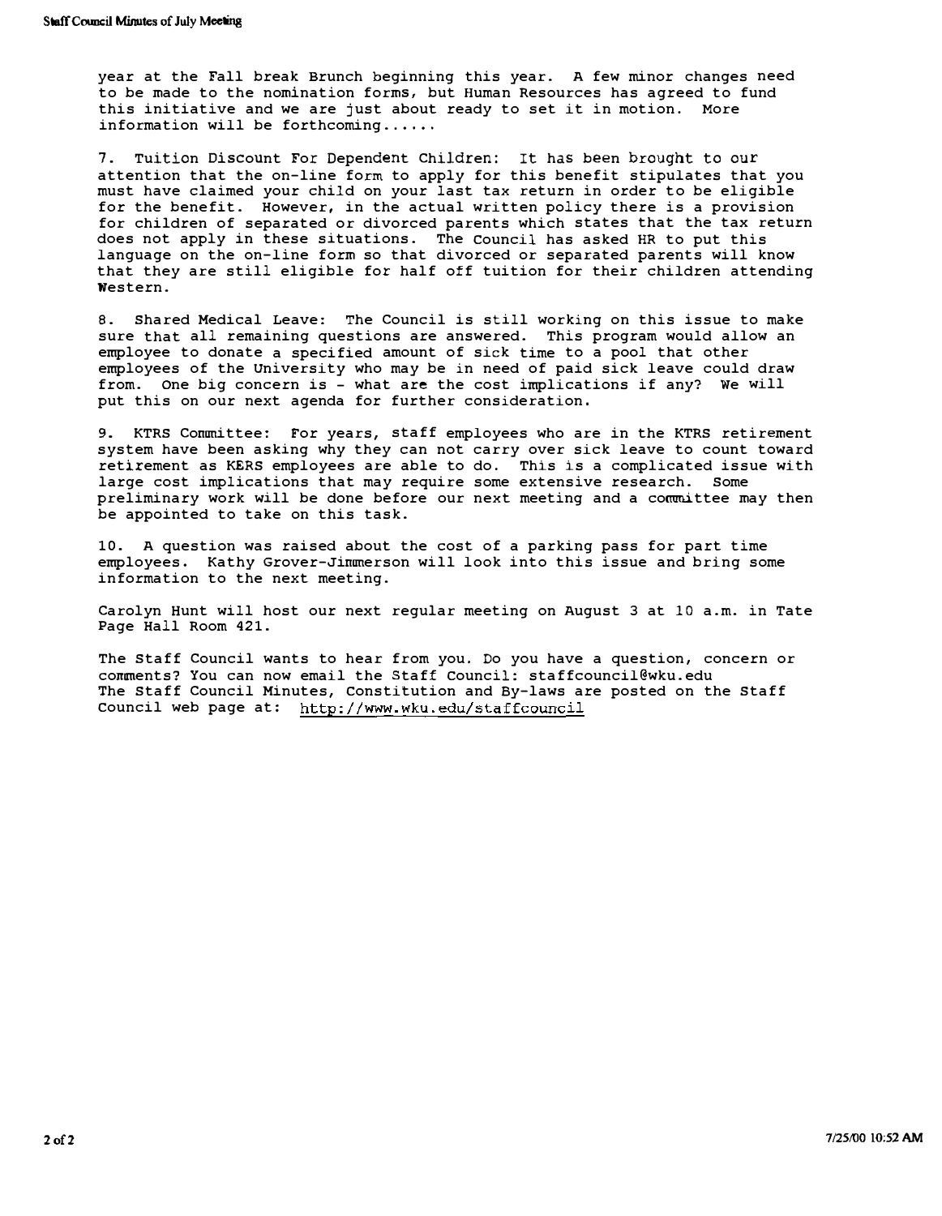year at the Fall break Brunch beginning this year. A few minor changes need to be made to the nomination forms, but Human Resources has agreed to fund this initiative and we are just about ready to set it in motion. More information will be forthcoming......

7. Tuition Discount For Dependent Children: It has been brought to our attention that the on-line form to apply for this benefit stipulates that you must have claimed your child on your last tax return in order to be eligible for the benefit. However, in the actual written policy there is a provision for children of separated or divorced parents which states that the tax return does not apply in these situations. The Council has asked HR to put this language on the on-line form so that divorced or separated parents will know that they are still eligible for half off tuition for their children attending Western.

8. Shared Medical Leave: The Council is still working on this issue to make sure that all remaining questions are answered. This program would allow an employee to donate a specified amount of sick time to a pool that other employees of the University who may be in need of paid sick leave could draw from. One big concern is - what are the cost implications if any? We will put this on our next agenda for further consideration.

9. KTRS Committee: For years, staff employees who are in the KTRS retirement system have been asking why they can not carry over sick leave to count toward retirement as KERS employees are able to do. This is a complicated issue with large cost implications that may require some extensive research. Some preliminary work will be done before our next meeting and a committee may then be appointed to take on this task.

10. A question was raised about the cost of a parking pass for part time employees. Kathy Grover-Jimmerson will look into this issue and bring some information to the next meeting.

Carolyn Hunt will host our next regular meeting on August 3 at 10 a.m. in Tate Page Hall Room 421.

The Staff Council wants to hear from you. Do you have a question, concern or comments? You can now email the Staff Council: staffcouncil@wku.edu
The Staff Council Minutes, Constitution and By-laws are posted on the Staff Council web page at: http://www.wku.edu/staffcouncil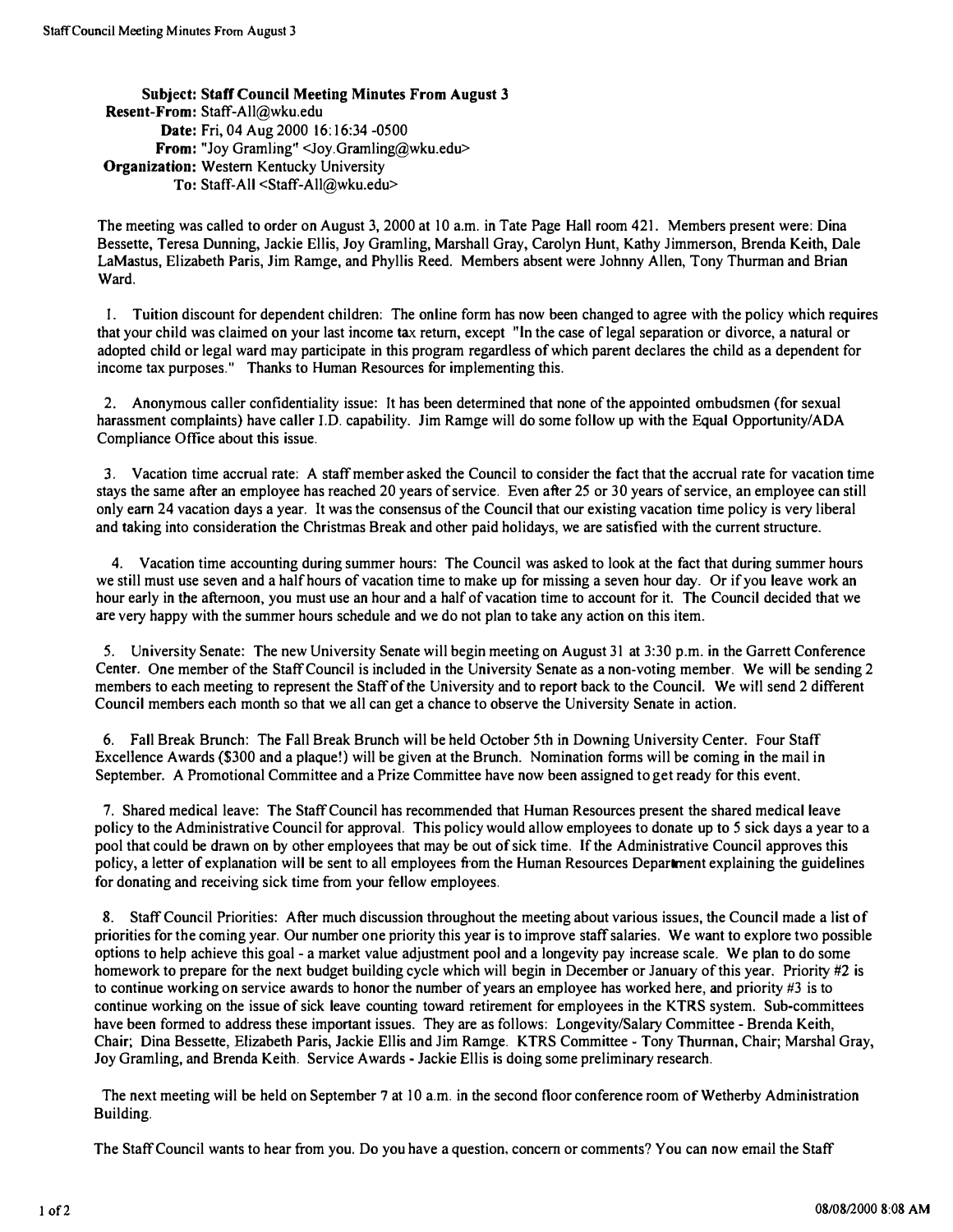**Subject: Staff Council Meeting Minutes From August 3**
**Resent-From:** Staff-All@wku.edu
**Date:** Fri, 04 Aug 2000 16:16:34 -0500
**From:** "Joy Gramling" <Joy.Gramling@wku.edu>
**Organization:** Western Kentucky University
**To:** Staff-All <Staff-All@wku.edu>

The meeting was called to order on August 3, 2000 at 10 a.m. in Tate Page Hall room 421. Members present were: Dina Bessette, Teresa Dunning, Jackie Ellis, Joy Gramling, Marshall Gray, Carolyn Hunt, Kathy Jimmerson, Brenda Keith, Dale LaMastus, Elizabeth Paris, Jim Ramge, and Phyllis Reed. Members absent were Johnny Allen, Tony Thurman and Brian Ward.

1. Tuition discount for dependent children: The online form has now been changed to agree with the policy which requires that your child was claimed on your last income tax return, except "In the case of legal separation or divorce, a natural or adopted child or legal ward may participate in this program regardless of which parent declares the child as a dependent for income tax purposes." Thanks to Human Resources for implementing this.

2. Anonymous caller confidentiality issue: It has been determined that none of the appointed ombudsmen (for sexual harassment complaints) have caller I.D. capability. Jim Ramge will do some follow up with the Equal Opportunity/ADA Compliance Office about this issue.

3. Vacation time accrual rate: A staff member asked the Council to consider the fact that the accrual rate for vacation time stays the same after an employee has reached 20 years of service. Even after 25 or 30 years of service, an employee can still only earn 24 vacation days a year. It was the consensus of the Council that our existing vacation time policy is very liberal and taking into consideration the Christmas Break and other paid holidays, we are satisfied with the current structure.

4. Vacation time accounting during summer hours: The Council was asked to look at the fact that during summer hours we still must use seven and a half hours of vacation time to make up for missing a seven hour day. Or if you leave work an hour early in the afternoon, you must use an hour and a half of vacation time to account for it. The Council decided that we are very happy with the summer hours schedule and we do not plan to take any action on this item.

5. University Senate: The new University Senate will begin meeting on August 31 at 3:30 p.m. in the Garrett Conference Center. One member of the Staff Council is included in the University Senate as a non-voting member. We will be sending 2 members to each meeting to represent the Staff of the University and to report back to the Council. We will send 2 different Council members each month so that we all can get a chance to observe the University Senate in action.

6. Fall Break Brunch: The Fall Break Brunch will be held October 5th in Downing University Center. Four Staff Excellence Awards ($300 and a plaque!) will be given at the Brunch. Nomination forms will be coming in the mail in September. A Promotional Committee and a Prize Committee have now been assigned to get ready for this event.

7. Shared medical leave: The Staff Council has recommended that Human Resources present the shared medical leave policy to the Administrative Council for approval. This policy would allow employees to donate up to 5 sick days a year to a pool that could be drawn on by other employees that may be out of sick time. If the Administrative Council approves this policy, a letter of explanation will be sent to all employees from the Human Resources Department explaining the guidelines for donating and receiving sick time from your fellow employees.

8. Staff Council Priorities: After much discussion throughout the meeting about various issues, the Council made a list of priorities for the coming year. Our number one priority this year is to improve staff salaries. We want to explore two possible options to help achieve this goal - a market value adjustment pool and a longevity pay increase scale. We plan to do some homework to prepare for the next budget building cycle which will begin in December or January of this year. Priority #2 is to continue working on service awards to honor the number of years an employee has worked here, and priority #3 is to continue working on the issue of sick leave counting toward retirement for employees in the KTRS system. Sub-committees have been formed to address these important issues. They are as follows: Longevity/Salary Committee - Brenda Keith, Chair; Dina Bessette, Elizabeth Paris, Jackie Ellis and Jim Ramge. KTRS Committee - Tony Thurman, Chair; Marshal Gray, Joy Gramling, and Brenda Keith. Service Awards - Jackie Ellis is doing some preliminary research.

The next meeting will be held on September 7 at 10 a.m. in the second floor conference room of Wetherby Administration Building.

The Staff Council wants to hear from you. Do you have a question, concern or comments? You can now email the Staff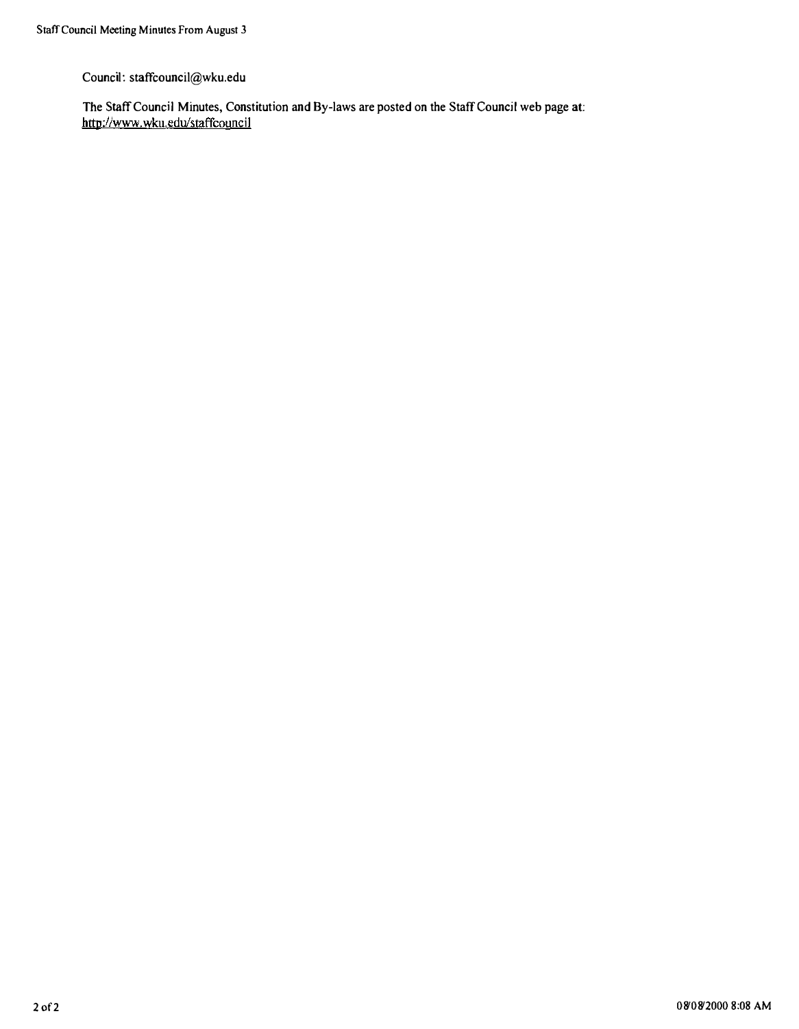Council: staffcouncil@wku.edu

The Staff Council Minutes, Constitution and By-laws are posted on the Staff Council web page at: http://www.wku.edu/staffcouncil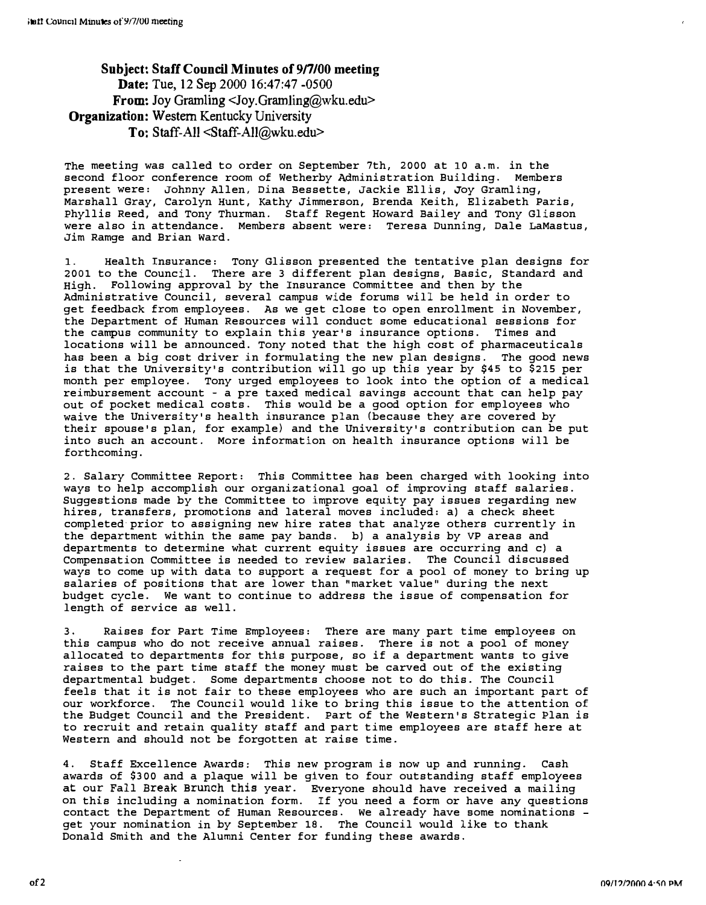**Subject: Staff Council Minutes of 9/7/00 meeting**
**Date:** Tue, 12 Sep 2000 16:47:47 -0500
**From:** Joy Gramling <Joy.Gramling@wku.edu>
**Organization:** Western Kentucky University
**To:** Staff-All <Staff-All@wku.edu>

The meeting was called to order on September 7th, 2000 at 10 a.m. in the second floor conference room of Wetherby Administration Building. Members present were: Johnny Allen, Dina Bessette, Jackie Ellis, Joy Gramling, Marshall Gray, Carolyn Hunt, Kathy Jimmerson, Brenda Keith, Elizabeth Paris, Phyllis Reed, and Tony Thurman. Staff Regent Howard Bailey and Tony Glisson were also in attendance. Members absent were: Teresa Dunning, Dale LaMastus, Jim Ramge and Brian Ward.

1. Health Insurance: Tony Glisson presented the tentative plan designs for 2001 to the Council. There are 3 different plan designs, Basic, Standard and High. Following approval by the Insurance Committee and then by the Administrative Council, several campus wide forums will be held in order to get feedback from employees. As we get close to open enrollment in November, the Department of Human Resources will conduct some educational sessions for the campus community to explain this year's insurance options. Times and locations will be announced. Tony noted that the high cost of pharmaceuticals has been a big cost driver in formulating the new plan designs. The good news is that the University's contribution will go up this year by $45 to $215 per month per employee. Tony urged employees to look into the option of a medical reimbursement account - a pre taxed medical savings account that can help pay out of pocket medical costs. This would be a good option for employees who waive the University's health insurance plan (because they are covered by their spouse's plan, for example) and the University's contribution can be put into such an account. More information on health insurance options will be forthcoming.

2. Salary Committee Report: This Committee has been charged with looking into ways to help accomplish our organizational goal of improving staff salaries. Suggestions made by the Committee to improve equity pay issues regarding new hires, transfers, promotions and lateral moves included: a) a check sheet completed prior to assigning new hire rates that analyze others currently in the department within the same pay bands. b) a analysis by VP areas and departments to determine what current equity issues are occurring and c) a Compensation Committee is needed to review salaries. The Council discussed ways to come up with data to support a request for a pool of money to bring up salaries of positions that are lower than "market value" during the next budget cycle. We want to continue to address the issue of compensation for length of service as well.

3. Raises for Part Time Employees: There are many part time employees on this campus who do not receive annual raises. There is not a pool of money allocated to departments for this purpose, so if a department wants to give raises to the part time staff the money must be carved out of the existing departmental budget. Some departments choose not to do this. The Council feels that it is not fair to these employees who are such an important part of our workforce. The Council would like to bring this issue to the attention of the Budget Council and the President. Part of the Western's Strategic Plan is to recruit and retain quality staff and part time employees are staff here at Western and should not be forgotten at raise time.

4. Staff Excellence Awards: This new program is now up and running. Cash awards of $300 and a plaque will be given to four outstanding staff employees at our Fall Break Brunch this year. Everyone should have received a mailing on this including a nomination form. If you need a form or have any questions contact the Department of Human Resources. We already have some nominations - get your nomination in by September 18. The Council would like to thank Donald Smith and the Alumni Center for funding these awards.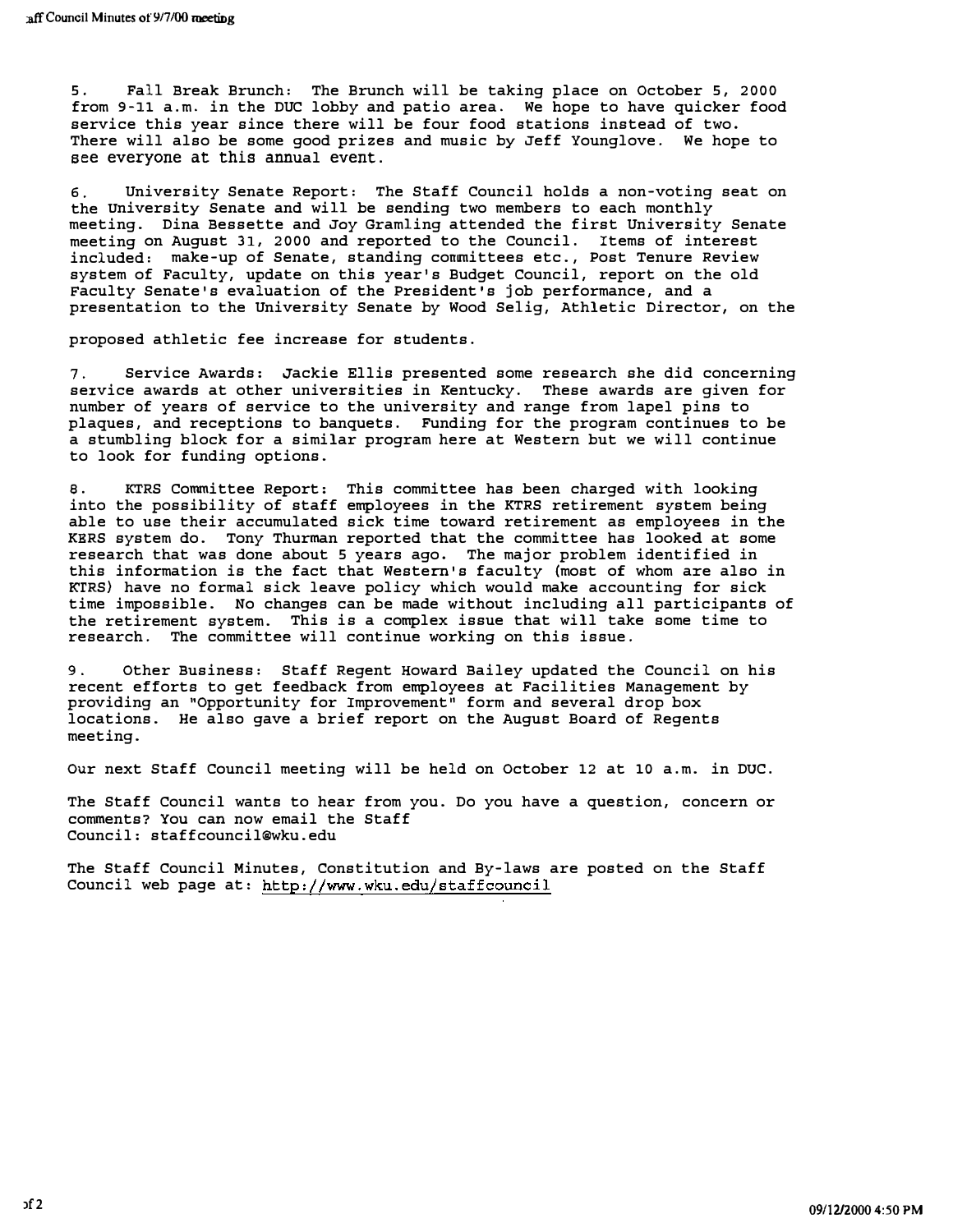5. Fall Break Brunch: The Brunch will be taking place on October 5, 2000 from 9-11 a.m. in the DUC lobby and patio area. We hope to have quicker food service this year since there will be four food stations instead of two. There will also be some good prizes and music by Jeff Younglove. We hope to see everyone at this annual event.

6. University Senate Report: The Staff Council holds a non-voting seat on the University Senate and will be sending two members to each monthly meeting. Dina Bessette and Joy Gramling attended the first University Senate meeting on August 31, 2000 and reported to the Council. Items of interest included: make-up of Senate, standing committees etc., Post Tenure Review system of Faculty, update on this year's Budget Council, report on the old Faculty Senate's evaluation of the President's job performance, and a presentation to the University Senate by Wood Selig, Athletic Director, on the proposed athletic fee increase for students.

7. Service Awards: Jackie Ellis presented some research she did concerning service awards at other universities in Kentucky. These awards are given for number of years of service to the university and range from lapel pins to plaques, and receptions to banquets. Funding for the program continues to be a stumbling block for a similar program here at Western but we will continue to look for funding options.

8. KTRS Committee Report: This committee has been charged with looking into the possibility of staff employees in the KTRS retirement system being able to use their accumulated sick time toward retirement as employees in the KERS system do. Tony Thurman reported that the committee has looked at some research that was done about 5 years ago. The major problem identified in this information is the fact that Western's faculty (most of whom are also in KTRS) have no formal sick leave policy which would make accounting for sick time impossible. No changes can be made without including all participants of the retirement system. This is a complex issue that will take some time to research. The committee will continue working on this issue.

9. Other Business: Staff Regent Howard Bailey updated the Council on his recent efforts to get feedback from employees at Facilities Management by providing an "Opportunity for Improvement" form and several drop box locations. He also gave a brief report on the August Board of Regents meeting.

Our next Staff Council meeting will be held on October 12 at 10 a.m. in DUC.

The Staff Council wants to hear from you. Do you have a question, concern or comments? You can now email the Staff Council: staffcouncil@wku.edu

The Staff Council Minutes, Constitution and By-laws are posted on the Staff Council web page at: http://www.wku.edu/staffcouncil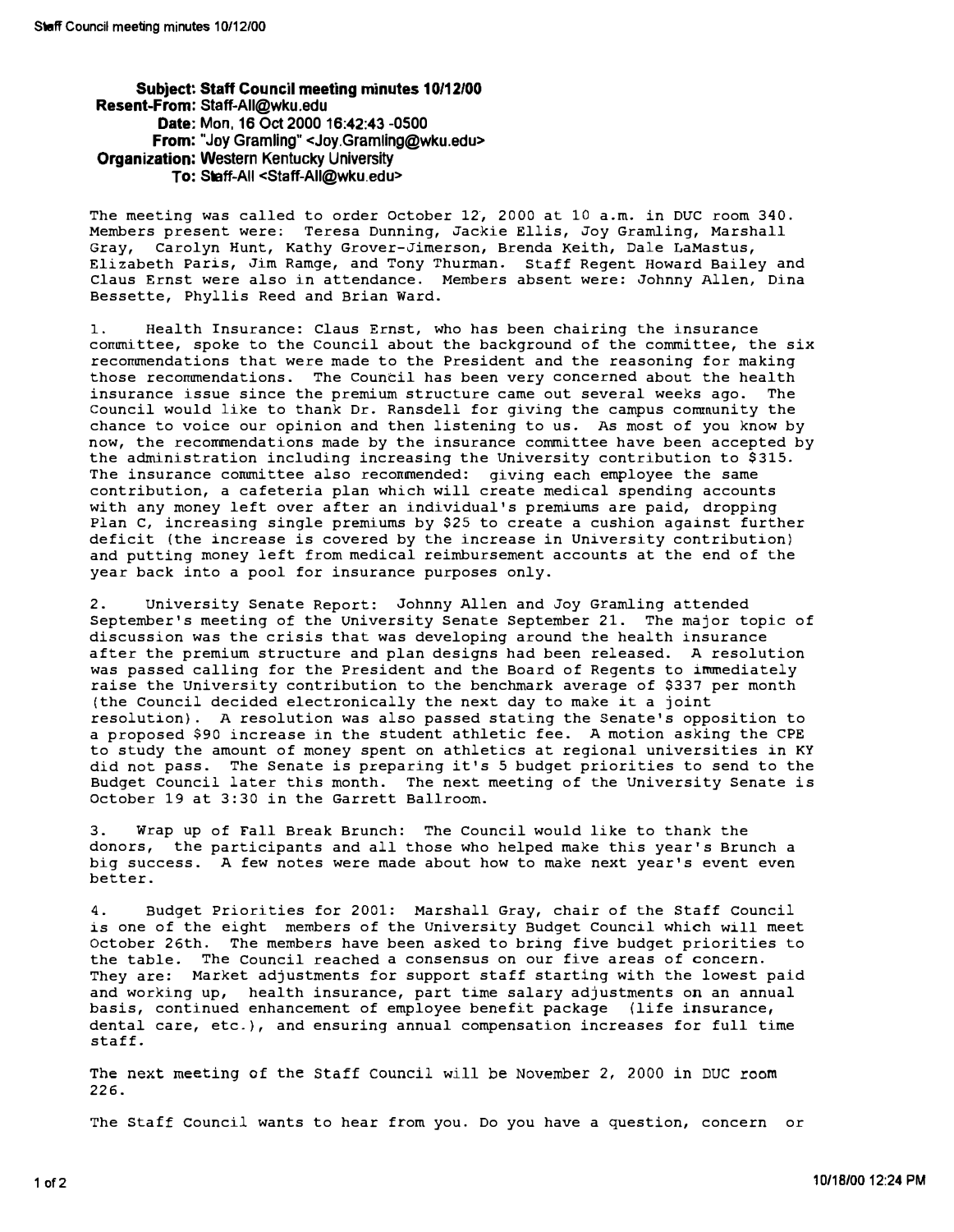**Subject:** Staff Council meeting minutes 10/12/00
**Resent-From:** Staff-All@wku.edu
**Date:** Mon, 16 Oct 2000 16:42:43 -0500
**From:** "Joy Gramling" <Joy.Gramling@wku.edu>
**Organization:** Western Kentucky University
**To:** Staff-All <Staff-All@wku.edu>

The meeting was called to order October 12, 2000 at 10 a.m. in DUC room 340. Members present were: Teresa Dunning, Jackie Ellis, Joy Gramling, Marshall Gray, Carolyn Hunt, Kathy Grover-Jimerson, Brenda Keith, Dale LaMastus, Elizabeth Paris, Jim Ramge, and Tony Thurman. Staff Regent Howard Bailey and Claus Ernst were also in attendance. Members absent were: Johnny Allen, Dina Bessette, Phyllis Reed and Brian Ward.

1. Health Insurance: Claus Ernst, who has been chairing the insurance committee, spoke to the Council about the background of the committee, the six recommendations that were made to the President and the reasoning for making those recommendations. The Council has been very concerned about the health insurance issue since the premium structure came out several weeks ago. The Council would like to thank Dr. Ransdell for giving the campus community the chance to voice our opinion and then listening to us. As most of you know by now, the recommendations made by the insurance committee have been accepted by the administration including increasing the University contribution to $315. The insurance committee also recommended: giving each employee the same contribution, a cafeteria plan which will create medical spending accounts with any money left over after an individual's premiums are paid, dropping Plan C, increasing single premiums by $25 to create a cushion against further deficit (the increase is covered by the increase in University contribution) and putting money left from medical reimbursement accounts at the end of the year back into a pool for insurance purposes only.

2. University Senate Report: Johnny Allen and Joy Gramling attended September's meeting of the University Senate September 21. The major topic of discussion was the crisis that was developing around the health insurance after the premium structure and plan designs had been released. A resolution was passed calling for the President and the Board of Regents to immediately raise the University contribution to the benchmark average of $337 per month (the Council decided electronically the next day to make it a joint resolution). A resolution was also passed stating the Senate's opposition to a proposed $90 increase in the student athletic fee. A motion asking the CPE to study the amount of money spent on athletics at regional universities in KY did not pass. The Senate is preparing it's 5 budget priorities to send to the Budget Council later this month. The next meeting of the University Senate is October 19 at 3:30 in the Garrett Ballroom.

3. Wrap up of Fall Break Brunch: The Council would like to thank the donors, the participants and all those who helped make this year's Brunch a big success. A few notes were made about how to make next year's event even better.

4. Budget Priorities for 2001: Marshall Gray, chair of the Staff Council is one of the eight members of the University Budget Council which will meet October 26th. The members have been asked to bring five budget priorities to the table. The Council reached a consensus on our five areas of concern. They are: Market adjustments for support staff starting with the lowest paid and working up, health insurance, part time salary adjustments on an annual basis, continued enhancement of employee benefit package (life insurance, dental care, etc.), and ensuring annual compensation increases for full time staff.

The next meeting of the Staff Council will be November 2, 2000 in DUC room 226.

The Staff Council wants to hear from you. Do you have a question, concern or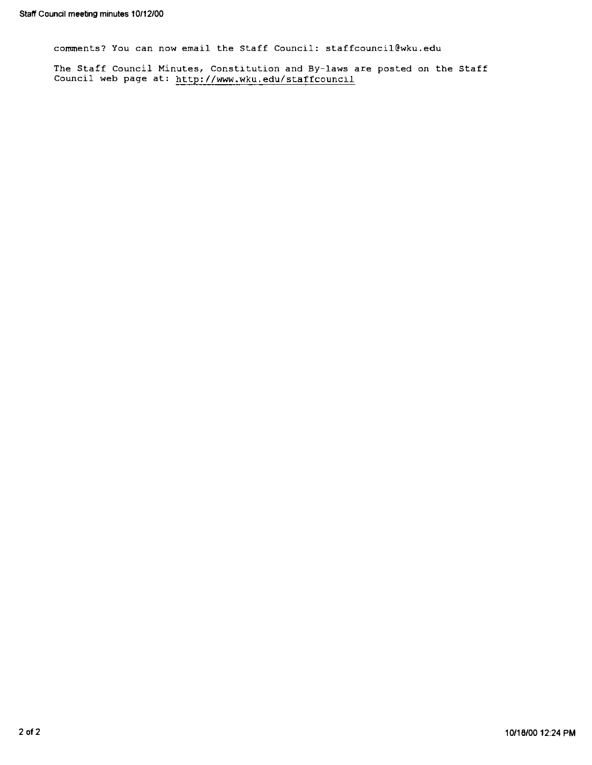comments? You can now email the Staff Council: staffcouncil@wku.edu

The Staff Council Minutes, Constitution and By-laws are posted on the Staff Council web page at: http://www.wku.edu/staffcouncil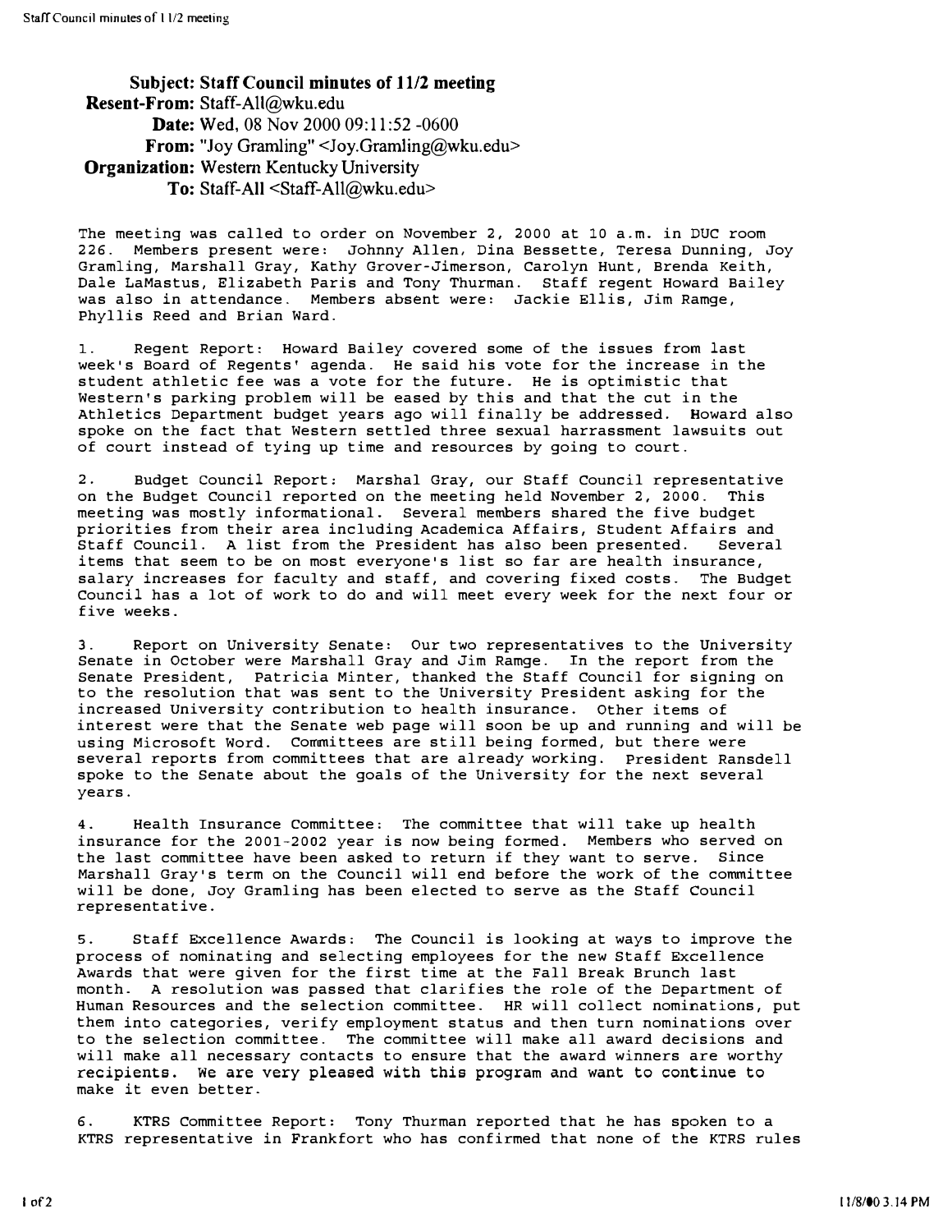**Subject:** Staff Council minutes of 11/2 meeting
**Resent-From:** Staff-All@wku.edu
**Date:** Wed, 08 Nov 2000 09:11:52 -0600
**From:** "Joy Gramling" <Joy.Gramling@wku.edu>
**Organization:** Western Kentucky University
**To:** Staff-All <Staff-All@wku.edu>

The meeting was called to order on November 2, 2000 at 10 a.m. in DUC room 226. Members present were: Johnny Allen, Dina Bessette, Teresa Dunning, Joy Gramling, Marshall Gray, Kathy Grover-Jimerson, Carolyn Hunt, Brenda Keith, Dale LaMastus, Elizabeth Paris and Tony Thurman. Staff regent Howard Bailey was also in attendance. Members absent were: Jackie Ellis, Jim Ramge, Phyllis Reed and Brian Ward.

1. Regent Report: Howard Bailey covered some of the issues from last week's Board of Regents' agenda. He said his vote for the increase in the student athletic fee was a vote for the future. He is optimistic that Western's parking problem will be eased by this and that the cut in the Athletics Department budget years ago will finally be addressed. Howard also spoke on the fact that Western settled three sexual harrassment lawsuits out of court instead of tying up time and resources by going to court.

2. Budget Council Report: Marshal Gray, our Staff Council representative on the Budget Council reported on the meeting held November 2, 2000. This meeting was mostly informational. Several members shared the five budget priorities from their area including Academica Affairs, Student Affairs and Staff Council. A list from the President has also been presented. Several items that seem to be on most everyone's list so far are health insurance, salary increases for faculty and staff, and covering fixed costs. The Budget Council has a lot of work to do and will meet every week for the next four or five weeks.

3. Report on University Senate: Our two representatives to the University Senate in October were Marshall Gray and Jim Ramge. In the report from the Senate President, Patricia Minter, thanked the Staff Council for signing on to the resolution that was sent to the University President asking for the increased University contribution to health insurance. Other items of interest were that the Senate web page will soon be up and running and will be using Microsoft Word. Committees are still being formed, but there were several reports from committees that are already working. President Ransdell spoke to the Senate about the goals of the University for the next several years.

4. Health Insurance Committee: The committee that will take up health insurance for the 2001-2002 year is now being formed. Members who served on the last committee have been asked to return if they want to serve. Since Marshall Gray's term on the Council will end before the work of the committee will be done, Joy Gramling has been elected to serve as the Staff Council representative.

5. Staff Excellence Awards: The Council is looking at ways to improve the process of nominating and selecting employees for the new Staff Excellence Awards that were given for the first time at the Fall Break Brunch last month. A resolution was passed that clarifies the role of the Department of Human Resources and the selection committee. HR will collect nominations, put them into categories, verify employment status and then turn nominations over to the selection committee. The committee will make all award decisions and will make all necessary contacts to ensure that the award winners are worthy recipients. We are very pleased with this program and want to continue to make it even better.

6. KTRS Committee Report: Tony Thurman reported that he has spoken to a KTRS representative in Frankfort who has confirmed that none of the KTRS rules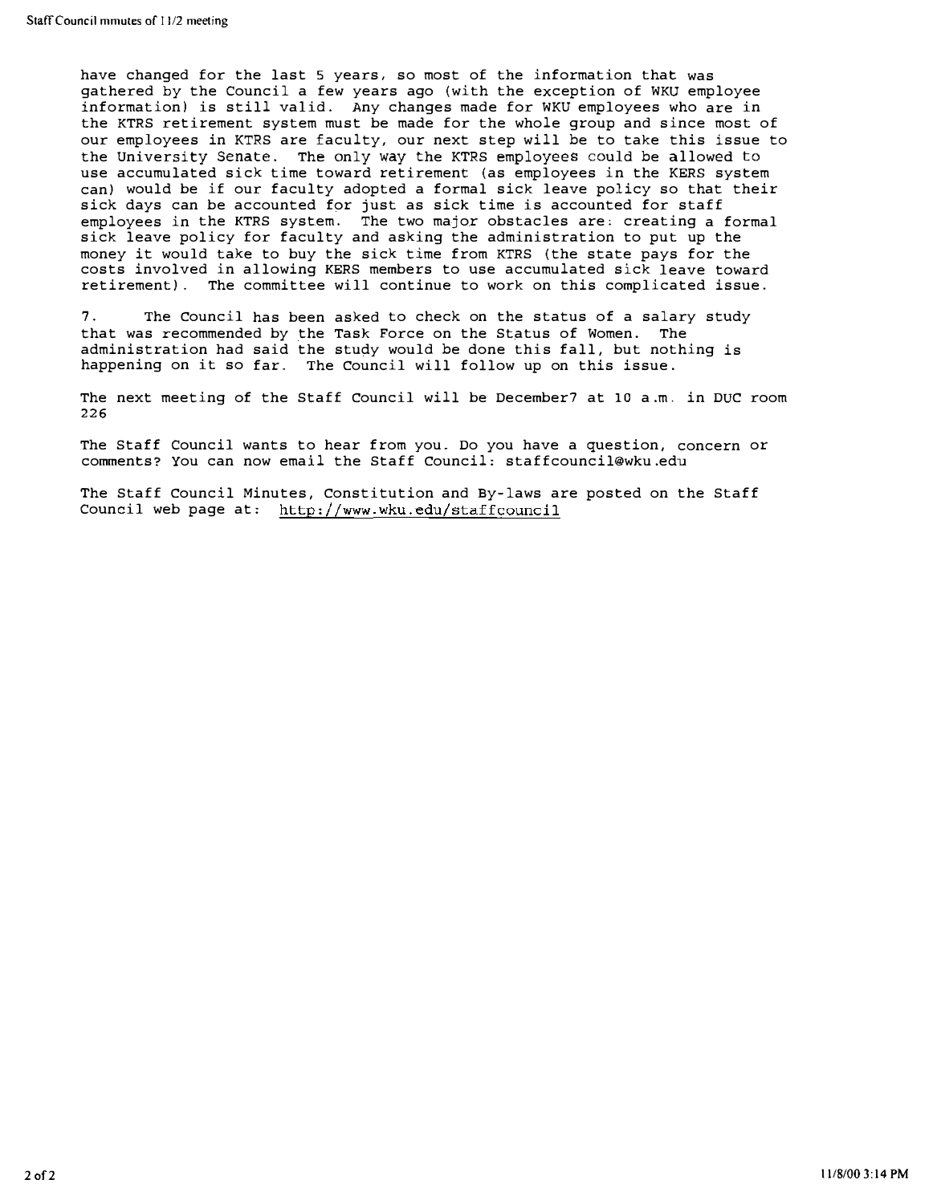have changed for the last 5 years, so most of the information that was gathered by the Council a few years ago (with the exception of WKU employee information) is still valid. Any changes made for WKU employees who are in the KTRS retirement system must be made for the whole group and since most of our employees in KTRS are faculty, our next step will be to take this issue to the University Senate. The only way the KTRS employees could be allowed to use accumulated sick time toward retirement (as employees in the KERS system can) would be if our faculty adopted a formal sick leave policy so that their sick days can be accounted for just as sick time is accounted for staff employees in the KTRS system. The two major obstacles are: creating a formal sick leave policy for faculty and asking the administration to put up the money it would take to buy the sick time from KTRS (the state pays for the costs involved in allowing KERS members to use accumulated sick leave toward retirement). The committee will continue to work on this complicated issue.

7. The Council has been asked to check on the status of a salary study that was recommended by the Task Force on the Status of Women. The administration had said the study would be done this fall, but nothing is happening on it so far. The Council will follow up on this issue.

The next meeting of the Staff Council will be December7 at 10 a.m. in DUC room 226

The Staff Council wants to hear from you. Do you have a question, concern or comments? You can now email the Staff Council: staffcouncil@wku.edu

The Staff Council Minutes, Constitution and By-laws are posted on the Staff Council web page at: http://www.wku.edu/staffcouncil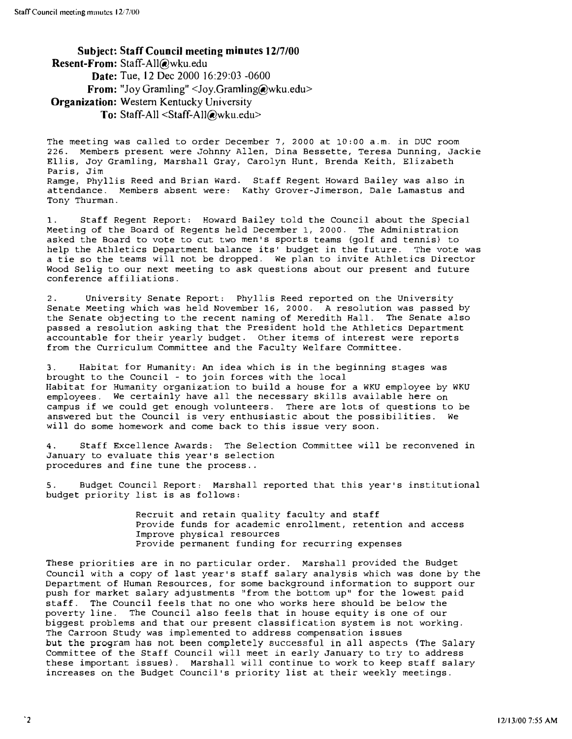**Subject:** Staff Council meeting minutes 12/7/00
**Resent-From:** Staff-All@wku.edu
**Date:** Tue, 12 Dec 2000 16:29:03 -0600
**From:** "Joy Gramling" <Joy.Gramling@wku.edu>
**Organization:** Western Kentucky University
**To:** Staff-All <Staff-All@wku.edu>

The meeting was called to order December 7, 2000 at 10:00 a.m. in DUC room 226. Members present were Johnny Allen, Dina Bessette, Teresa Dunning, Jackie Ellis, Joy Gramling, Marshall Gray, Carolyn Hunt, Brenda Keith, Elizabeth Paris, Jim Ramge, Phyllis Reed and Brian Ward. Staff Regent Howard Bailey was also in attendance. Members absent were: Kathy Grover-Jimerson, Dale Lamastus and Tony Thurman.

1. Staff Regent Report: Howard Bailey told the Council about the Special Meeting of the Board of Regents held December 1, 2000. The Administration asked the Board to vote to cut two men's sports teams (golf and tennis) to help the Athletics Department balance its' budget in the future. The vote was a tie so the teams will not be dropped. We plan to invite Athletics Director Wood Selig to our next meeting to ask questions about our present and future conference affiliations.

2. University Senate Report: Phyllis Reed reported on the University Senate Meeting which was held November 16, 2000. A resolution was passed by the Senate objecting to the recent naming of Meredith Hall. The Senate also passed a resolution asking that the President hold the Athletics Department accountable for their yearly budget. Other items of interest were reports from the Curriculum Committee and the Faculty Welfare Committee.

3. Habitat for Humanity: An idea which is in the beginning stages was brought to the Council - to join forces with the local Habitat for Humanity organization to build a house for a WKU employee by WKU employees. We certainly have all the necessary skills available here on campus if we could get enough volunteers. There are lots of questions to be answered but the Council is very enthusiastic about the possibilities. We will do some homework and come back to this issue very soon.

4. Staff Excellence Awards: The Selection Committee will be reconvened in January to evaluate this year's selection procedures and fine tune the process..

5. Budget Council Report: Marshall reported that this year's institutional budget priority list is as follows:

- Recruit and retain quality faculty and staff
- Provide funds for academic enrollment, retention and access
- Improve physical resources
- Provide permanent funding for recurring expenses

These priorities are in no particular order. Marshall provided the Budget Council with a copy of last year's staff salary analysis which was done by the Department of Human Resources, for some background information to support our push for market salary adjustments "from the bottom up" for the lowest paid staff. The Council feels that no one who works here should be below the poverty line. The Council also feels that in house equity is one of our biggest problems and that our present classification system is not working. The Carroon Study was implemented to address compensation issues but the program has not been completely successful in all aspects (The Salary Committee of the Staff Council will meet in early January to try to address these important issues). Marshall will continue to work to keep staff salary increases on the Budget Council's priority list at their weekly meetings.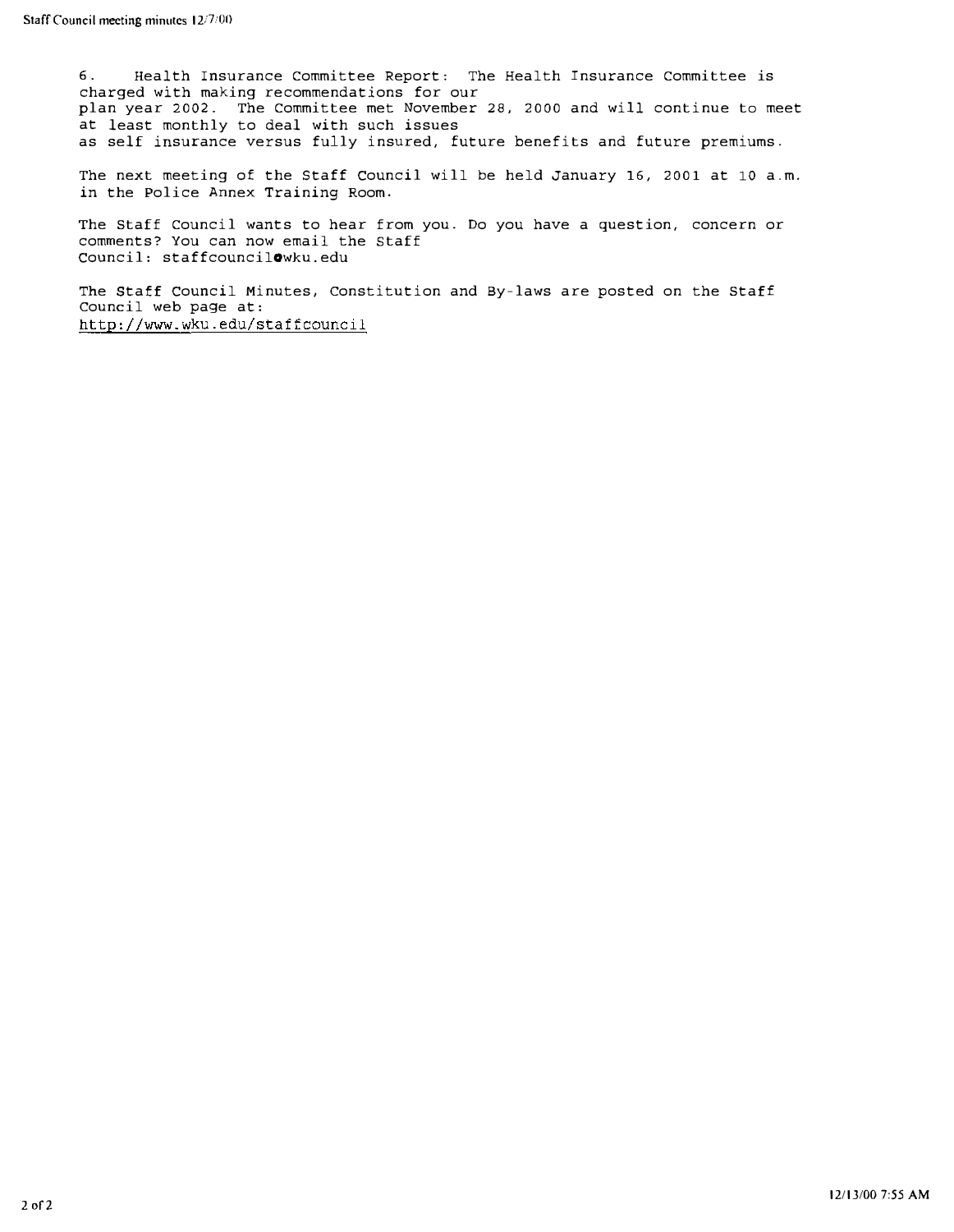6. Health Insurance Committee Report: The Health Insurance Committee is charged with making recommendations for our plan year 2002. The Committee met November 28, 2000 and will continue to meet at least monthly to deal with such issues as self insurance versus fully insured, future benefits and future premiums.

The next meeting of the Staff Council will be held January 16, 2001 at 10 a.m. in the Police Annex Training Room.

The Staff Council wants to hear from you. Do you have a question, concern or comments? You can now email the Staff Council: staffcouncil@wku.edu

The Staff Council Minutes, Constitution and By-laws are posted on the Staff Council web page at: http://www.wku.edu/staffcouncil